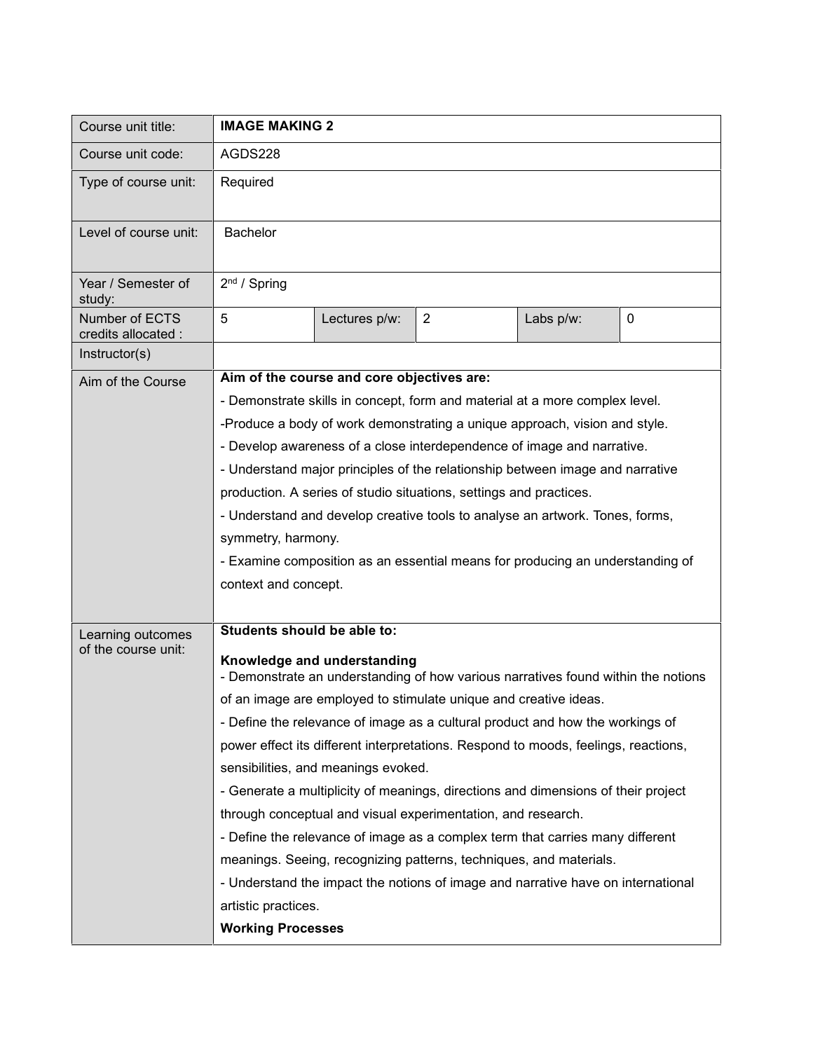| Course unit title: | **IMAGE MAKING 2** | | | | |
|---|---|---|---|---|---|
| Course unit code: | AGDS228 | | | | |
| Type of course unit: | Required | | | | |
| Level of course unit: | Bachelor | | | | |
| Year / Semester of study: | 2nd / Spring | | | | |
| Number of ECTS credits allocated : | 5 | Lectures p/w: | 2 | Labs p/w: | 0 |
| Instructor(s) | | | | | |
| Aim of the Course | **Aim of the course and core objectives are:**<br>- Demonstrate skills in concept, form and material at a more complex level.<br>-Produce a body of work demonstrating a unique approach, vision and style.<br>- Develop awareness of a close interdependence of image and narrative.<br>- Understand major principles of the relationship between image and narrative production. A series of studio situations, settings and practices.<br>- Understand and develop creative tools to analyse an artwork. Tones, forms, symmetry, harmony.<br>- Examine composition as an essential means for producing an understanding of context and concept. | | | | |
| Learning outcomes of the course unit: | **Students should be able to:**<br>**Knowledge and understanding**<br>- Demonstrate an understanding of how various narratives found within the notions of an image are employed to stimulate unique and creative ideas.<br>- Define the relevance of image as a cultural product and how the workings of power effect its different interpretations. Respond to moods, feelings, reactions, sensibilities, and meanings evoked.<br>- Generate a multiplicity of meanings, directions and dimensions of their project through conceptual and visual experimentation, and research.<br>- Define the relevance of image as a complex term that carries many different meanings. Seeing, recognizing patterns, techniques, and materials.<br>- Understand the impact the notions of image and narrative have on international artistic practices.<br>**Working Processes** | | | | |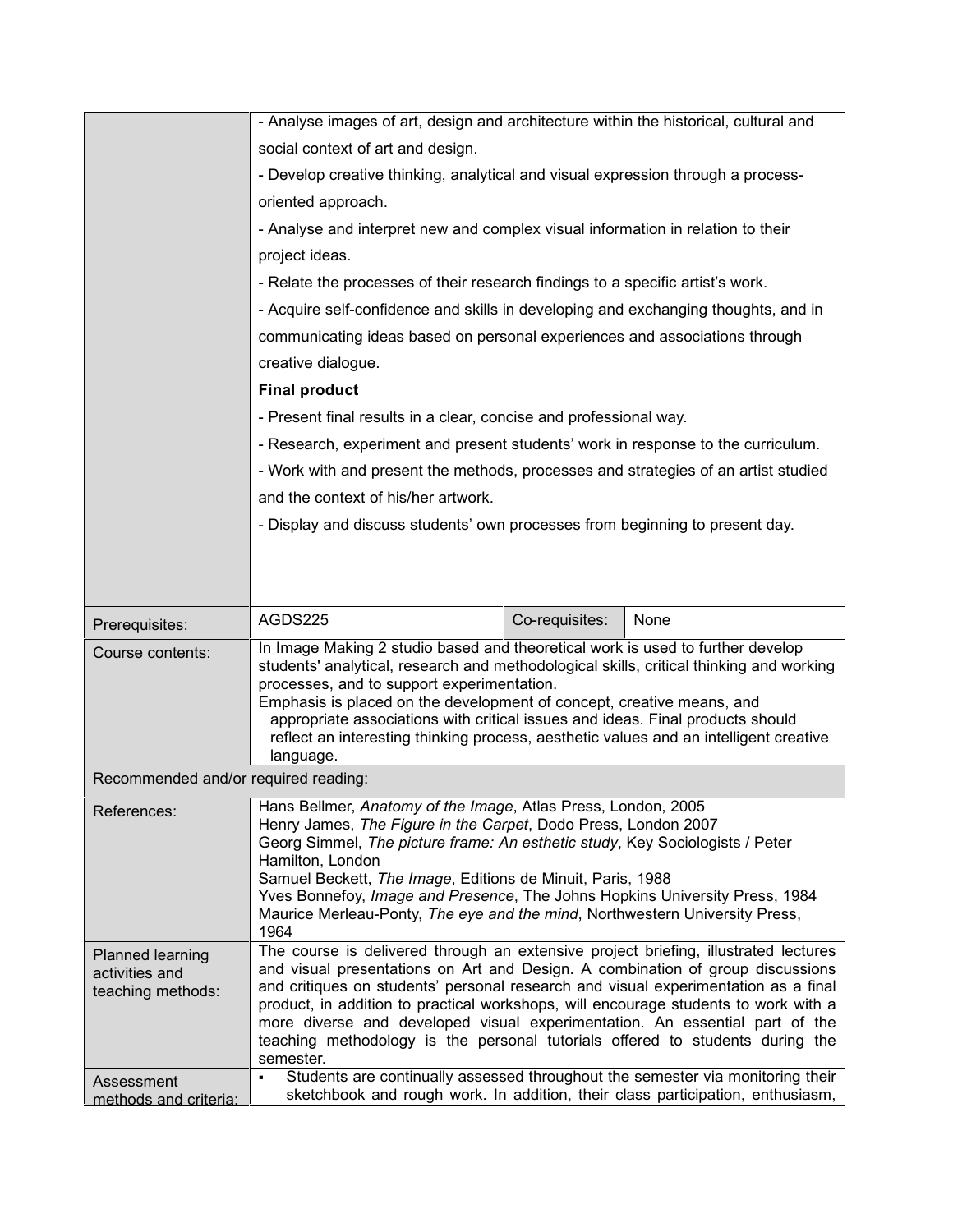| | | | |
|---|---|---|---|
| | - Analyse images of art, design and architecture within the historical, cultural and social context of art and design.<br>- Develop creative thinking, analytical and visual expression through a process-oriented approach.<br>- Analyse and interpret new and complex visual information in relation to their project ideas.<br>- Relate the processes of their research findings to a specific artist's work.<br>- Acquire self-confidence and skills in developing and exchanging thoughts, and in communicating ideas based on personal experiences and associations through creative dialogue.<br>**Final product**<br>- Present final results in a clear, concise and professional way.<br>- Research, experiment and present students' work in response to the curriculum.<br>- Work with and present the methods, processes and strategies of an artist studied and the context of his/her artwork.<br>- Display and discuss students' own processes from beginning to present day. | | |
| Prerequisites: | AGDS225 | Co-requisites: | None |
| Course contents: | In Image Making 2 studio based and theoretical work is used to further develop students' analytical, research and methodological skills, critical thinking and working processes, and to support experimentation.<br>Emphasis is placed on the development of concept, creative means, and appropriate associations with critical issues and ideas. Final products should reflect an interesting thinking process, aesthetic values and an intelligent creative language. | | |
| Recommended and/or required reading: | | | |
| References: | Hans Bellmer, *Anatomy of the Image*, Atlas Press, London, 2005<br>Henry James, *The Figure in the Carpet*, Dodo Press, London 2007<br>Georg Simmel, *The picture frame: An esthetic study*, Key Sociologists / Peter Hamilton, London<br>Samuel Beckett, *The Image*, Editions de Minuit, Paris, 1988<br>Yves Bonnefoy, *Image and Presence*, The Johns Hopkins University Press, 1984<br>Maurice Merleau-Ponty, *The eye and the mind*, Northwestern University Press, 1964 | | |
| Planned learning activities and teaching methods: | The course is delivered through an extensive project briefing, illustrated lectures and visual presentations on Art and Design. A combination of group discussions and critiques on students' personal research and visual experimentation as a final product, in addition to practical workshops, will encourage students to work with a more diverse and developed visual experimentation. An essential part of the teaching methodology is the personal tutorials offered to students during the semester. | | |
| Assessment methods and criteria: | ▪ Students are continually assessed throughout the semester via monitoring their sketchbook and rough work. In addition, their class participation, enthusiasm, | | |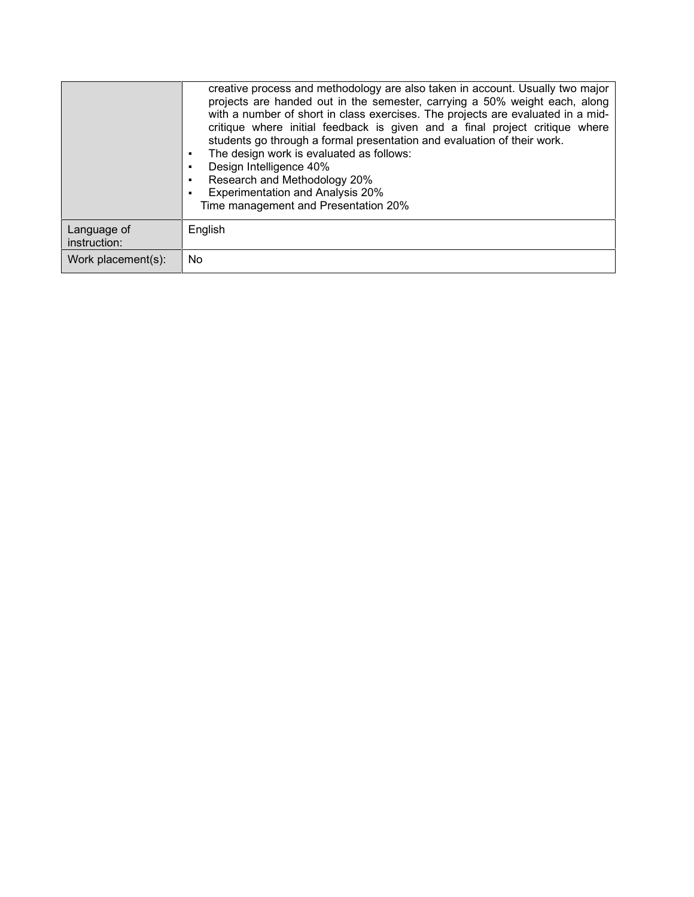| | |
|---|---|
| | creative process and methodology are also taken in account. Usually two major projects are handed out in the semester, carrying a 50% weight each, along with a number of short in class exercises. The projects are evaluated in a mid-critique where initial feedback is given and a final project critique where students go through a formal presentation and evaluation of their work.<br>▪ The design work is evaluated as follows:<br>▪ Design Intelligence 40%<br>▪ Research and Methodology 20%<br>▪ Experimentation and Analysis 20%<br>Time management and Presentation 20% |
| Language of instruction: | English |
| Work placement(s): | No |